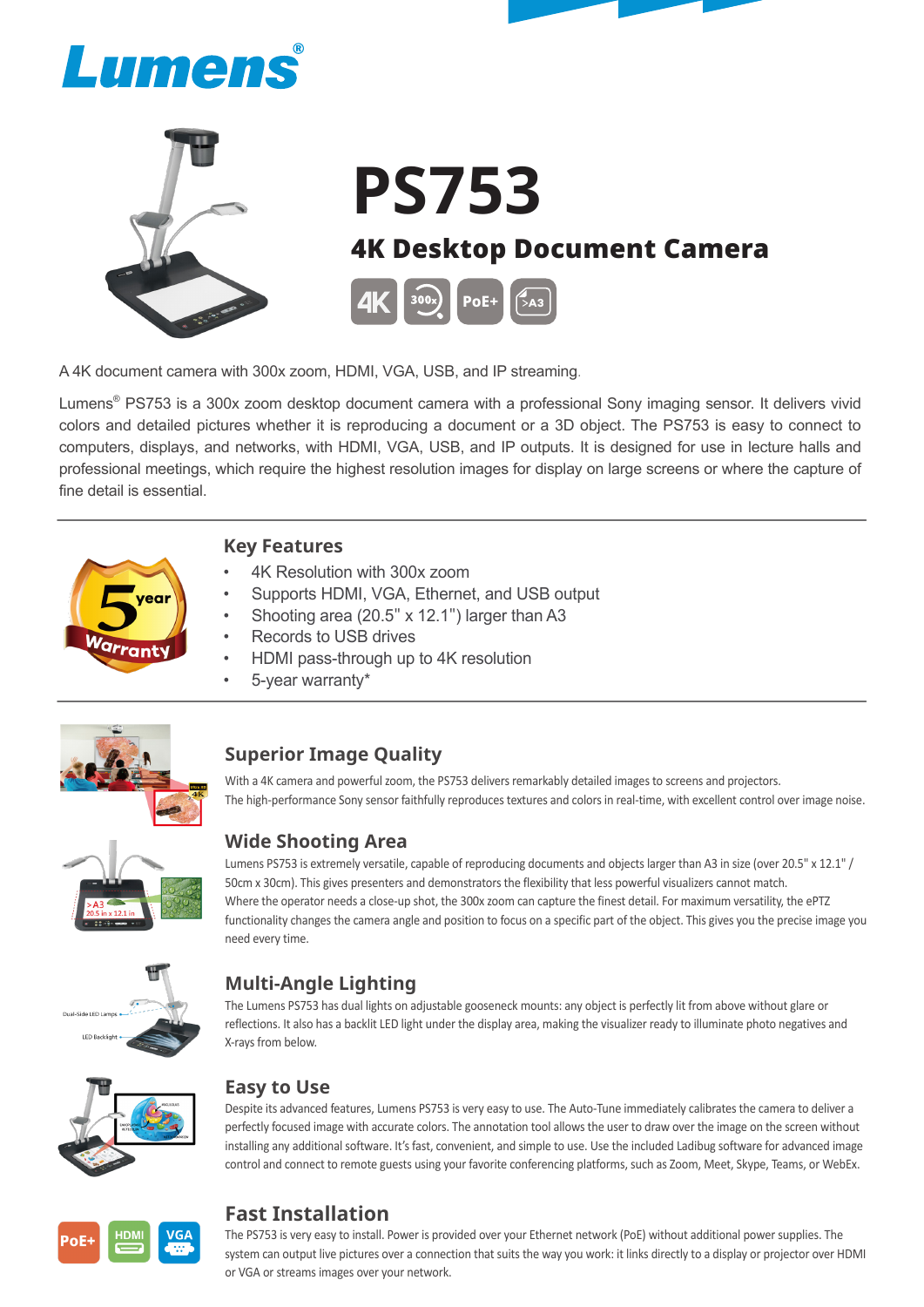# PS753

## 4K Desktop Document Camera

A 4K document camera with 300x zoom, HDMI, VGA, USB, and IP streaming.

Lumens® PS753 is a 300x zoom desktop document camera with a professional Sony imaging sensor. It delivers vivid colors and detailed pictures whether it is reproducing a document or a 3D object. The PS753 is easy to connect to computers, displays, and networks, with HDMI, VGA, USB, and IP outputs. It is designed for use in lecture halls and professional meetings, which require the highest resolution images for display on large screens or where the capture of fine detail is essential.

### Key Features

- 4K Resolution with 300x zoom
- Supports HDMI, VGA, Ethernet, and USB output
- Shooting area (20.5" x 12.1") larger than A3
- Records to USB drives
- HDMI pass-through up to 4K resolution
- 5-year warranty*

### Superior Image Quality

With a 4K camera and powerful zoom, the PS753 delivers remarkably detailed images to screens and projectors. The high-performance Sony sensor faithfully reproduces textures and colors in real-time, with excellent control over image noise.

### Wide Shooting Area

Lumens PS753 is extremely versatile, capable of reproducing documents and objects larger than A3 in size (over 20.5" x 12.1" / 50cm x 30cm). This gives presenters and demonstrators the flexibility that less powerful visualizers cannot match.
Where the operator needs a close-up shot, the 300x zoom can capture the finest detail. For maximum versatility, the ePTZ functionality changes the camera angle and position to focus on a specific part of the object. This gives you the precise image you need every time.

### Multi-Angle Lighting

The Lumens PS753 has dual lights on adjustable gooseneck mounts: any object is perfectly lit from above without glare or reflections. It also has a backlit LED light under the display area, making the visualizer ready to illuminate photo negatives and X-rays from below.

### Easy to Use

Despite its advanced features, Lumens PS753 is very easy to use. The Auto-Tune immediately calibrates the camera to deliver a perfectly focused image with accurate colors. The annotation tool allows the user to draw over the image on the screen without installing any additional software. It's fast, convenient, and simple to use. Use the included Ladibug software for advanced image control and connect to remote guests using your favorite conferencing platforms, such as Zoom, Meet, Skype, Teams, or WebEx.

### Fast Installation

The PS753 is very easy to install. Power is provided over your Ethernet network (PoE) without additional power supplies. The system can output live pictures over a connection that suits the way you work: it links directly to a display or projector over HDMI or VGA or streams images over your network.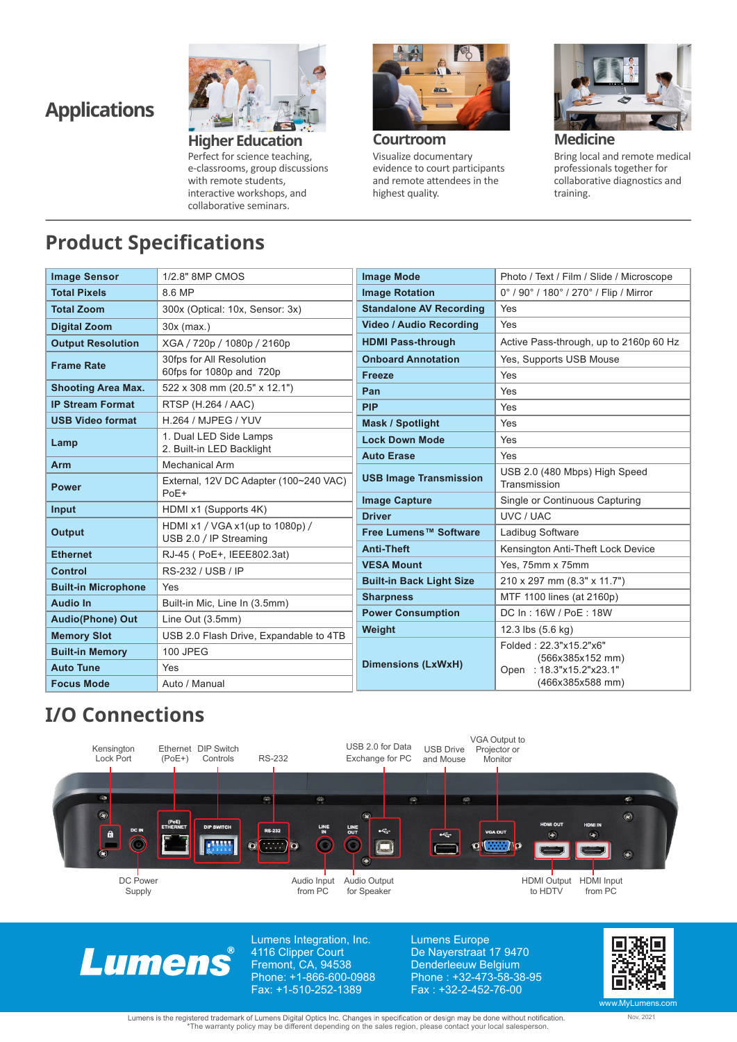# Applications

## Higher Education

Perfect for science teaching, e-classrooms, group discussions with remote students, interactive workshops, and collaborative seminars.

## Courtroom

Visualize documentary evidence to court participants and remote attendees in the highest quality.

## Medicine

Bring local and remote medical professionals together for collaborative diagnostics and training.

# Product Specifications

| | |
|---|---|
| **Image Sensor** | 1/2.8" 8MP CMOS |
| **Total Pixels** | 8.6 MP |
| **Total Zoom** | 300x (Optical: 10x, Sensor: 3x) |
| **Digital Zoom** | 30x (max.) |
| **Output Resolution** | XGA / 720p / 1080p / 2160p |
| **Frame Rate** | 30fps for All Resolution<br>60fps for 1080p and 720p |
| **Shooting Area Max.** | 522 x 308 mm (20.5" x 12.1") |
| **IP Stream Format** | RTSP (H.264 / AAC) |
| **USB Video format** | H.264 / MJPEG / YUV |
| **Lamp** | 1. Dual LED Side Lamps<br>2. Built-in LED Backlight |
| **Arm** | Mechanical Arm |
| **Power** | External, 12V DC Adapter (100~240 VAC)<br>PoE+ |
| **Input** | HDMI x1 (Supports 4K) |
| **Output** | HDMI x1 / VGA x1(up to 1080p) /<br>USB 2.0 / IP Streaming |
| **Ethernet** | RJ-45 ( PoE+, IEEE802.3at) |
| **Control** | RS-232 / USB / IP |
| **Built-in Microphone** | Yes |
| **Audio In** | Built-in Mic, Line In (3.5mm) |
| **Audio(Phone) Out** | Line Out (3.5mm) |
| **Memory Slot** | USB 2.0 Flash Drive, Expandable to 4TB |
| **Built-in Memory** | 100 JPEG |
| **Auto Tune** | Yes |
| **Focus Mode** | Auto / Manual |

| | |
|---|---|
| **Image Mode** | Photo / Text / Film / Slide / Microscope |
| **Image Rotation** | 0° / 90° / 180° / 270° / Flip / Mirror |
| **Standalone AV Recording** | Yes |
| **Video / Audio Recording** | Yes |
| **HDMI Pass-through** | Active Pass-through, up to 2160p 60 Hz |
| **Onboard Annotation** | Yes, Supports USB Mouse |
| **Freeze** | Yes |
| **Pan** | Yes |
| **PIP** | Yes |
| **Mask / Spotlight** | Yes |
| **Lock Down Mode** | Yes |
| **Auto Erase** | Yes |
| **USB Image Transmission** | USB 2.0 (480 Mbps) High Speed Transmission |
| **Image Capture** | Single or Continuous Capturing |
| **Driver** | UVC / UAC |
| **Free Lumens™ Software** | Ladibug Software |
| **Anti-Theft** | Kensington Anti-Theft Lock Device |
| **VESA Mount** | Yes, 75mm x 75mm |
| **Built-in Back Light Size** | 210 x 297 mm (8.3" x 11.7") |
| **Sharpness** | MTF 1100 lines (at 2160p) |
| **Power Consumption** | DC In : 16W / PoE : 18W |
| **Weight** | 12.3 lbs (5.6 kg) |
| **Dimensions (LxWxH)** | Folded : 22.3"x15.2"x6" (566x385x152 mm)<br>Open : 18.3"x15.2"x23.1" (466x385x588 mm) |

# I/O Connections

Kensington Lock Port
Ethernet (PoE+)
DIP Switch Controls
RS-232
USB 2.0 for Data Exchange for PC
USB Drive and Mouse
VGA Output to Projector or Monitor
DC Power Supply
Audio Input from PC
Audio Output for Speaker
HDMI Output to HDTV
HDMI Input from PC

**Lumens®**

Lumens Integration, Inc.
4116 Clipper Court
Fremont, CA, 94538
Phone: +1-866-600-0988
Fax: +1-510-252-1389

Lumens Europe
De Nayerstraat 17 9470
Denderleeuw Belgium
Phone : +32-473-58-38-95
Fax : +32-2-452-76-00

www.MyLumens.com

Lumens is the registered trademark of Lumens Digital Optics Inc. Changes in specification or design may be done without notification.
*The warranty policy may be different depending on the sales region, please contact your local salesperson.

Nov. 2021